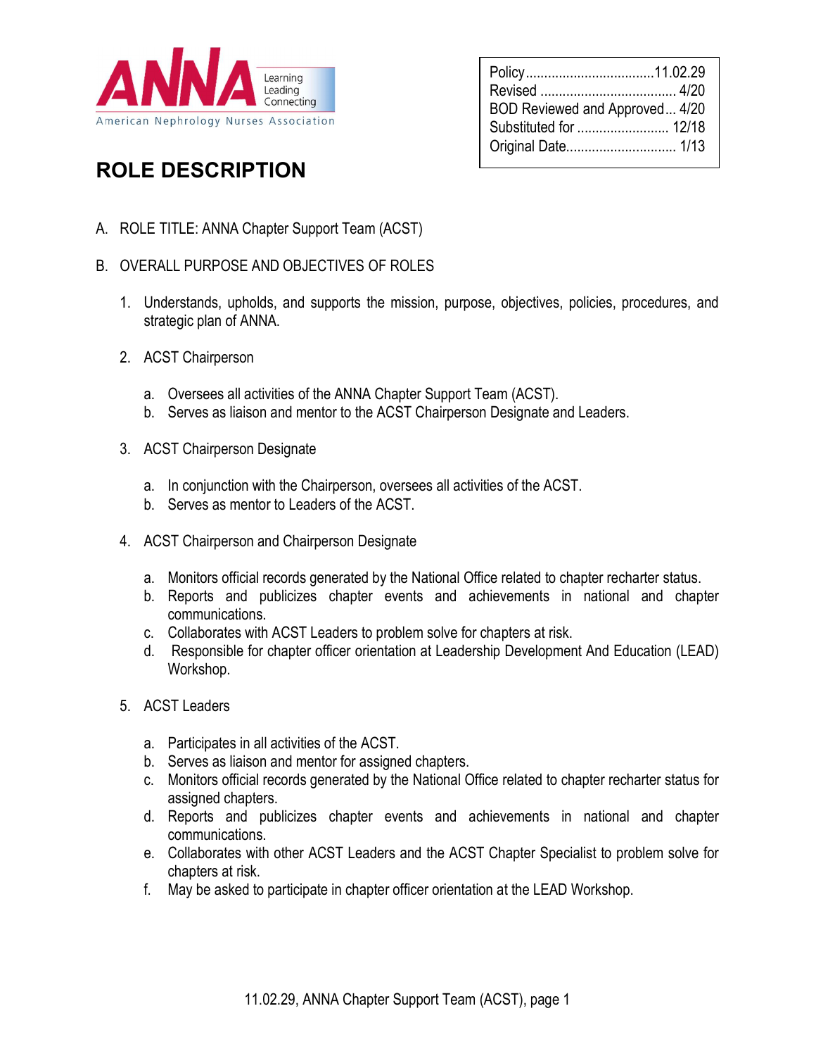ANNA
Learning
Leading
Connecting
American Nephrology Nurses Association

| | |
|---|---|
| Policy | 11.02.29 |
| Revised | 4/20 |
| BOD Reviewed and Approved | 4/20 |
| Substituted for | 12/18 |
| Original Date | 1/13 |

# ROLE DESCRIPTION

A. ROLE TITLE: ANNA Chapter Support Team (ACST)

B. OVERALL PURPOSE AND OBJECTIVES OF ROLES

1. Understands, upholds, and supports the mission, purpose, objectives, policies, procedures, and strategic plan of ANNA.

2. ACST Chairperson

   a. Oversees all activities of the ANNA Chapter Support Team (ACST).
   b. Serves as liaison and mentor to the ACST Chairperson Designate and Leaders.

3. ACST Chairperson Designate

   a. In conjunction with the Chairperson, oversees all activities of the ACST.
   b. Serves as mentor to Leaders of the ACST.

4. ACST Chairperson and Chairperson Designate

   a. Monitors official records generated by the National Office related to chapter recharter status.
   b. Reports and publicizes chapter events and achievements in national and chapter communications.
   c. Collaborates with ACST Leaders to problem solve for chapters at risk.
   d. Responsible for chapter officer orientation at Leadership Development And Education (LEAD) Workshop.

5. ACST Leaders

   a. Participates in all activities of the ACST.
   b. Serves as liaison and mentor for assigned chapters.
   c. Monitors official records generated by the National Office related to chapter recharter status for assigned chapters.
   d. Reports and publicizes chapter events and achievements in national and chapter communications.
   e. Collaborates with other ACST Leaders and the ACST Chapter Specialist to problem solve for chapters at risk.
   f. May be asked to participate in chapter officer orientation at the LEAD Workshop.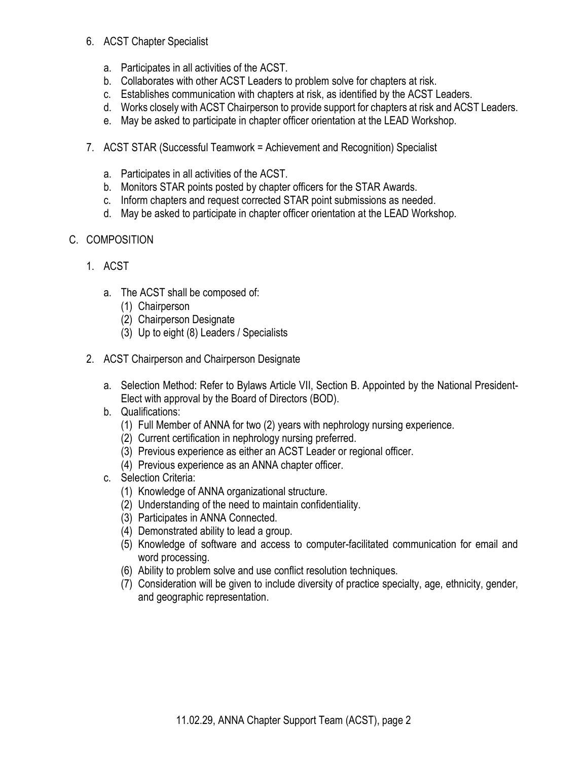6. ACST Chapter Specialist

   a. Participates in all activities of the ACST.
   b. Collaborates with other ACST Leaders to problem solve for chapters at risk.
   c. Establishes communication with chapters at risk, as identified by the ACST Leaders.
   d. Works closely with ACST Chairperson to provide support for chapters at risk and ACST Leaders.
   e. May be asked to participate in chapter officer orientation at the LEAD Workshop.

7. ACST STAR (Successful Teamwork = Achievement and Recognition) Specialist

   a. Participates in all activities of the ACST.
   b. Monitors STAR points posted by chapter officers for the STAR Awards.
   c. Inform chapters and request corrected STAR point submissions as needed.
   d. May be asked to participate in chapter officer orientation at the LEAD Workshop.

C. COMPOSITION

1. ACST

   a. The ACST shall be composed of:
      (1) Chairperson
      (2) Chairperson Designate
      (3) Up to eight (8) Leaders / Specialists

2. ACST Chairperson and Chairperson Designate

   a. Selection Method: Refer to Bylaws Article VII, Section B. Appointed by the National President-Elect with approval by the Board of Directors (BOD).
   b. Qualifications:
      (1) Full Member of ANNA for two (2) years with nephrology nursing experience.
      (2) Current certification in nephrology nursing preferred.
      (3) Previous experience as either an ACST Leader or regional officer.
      (4) Previous experience as an ANNA chapter officer.
   c. Selection Criteria:
      (1) Knowledge of ANNA organizational structure.
      (2) Understanding of the need to maintain confidentiality.
      (3) Participates in ANNA Connected.
      (4) Demonstrated ability to lead a group.
      (5) Knowledge of software and access to computer-facilitated communication for email and word processing.
      (6) Ability to problem solve and use conflict resolution techniques.
      (7) Consideration will be given to include diversity of practice specialty, age, ethnicity, gender, and geographic representation.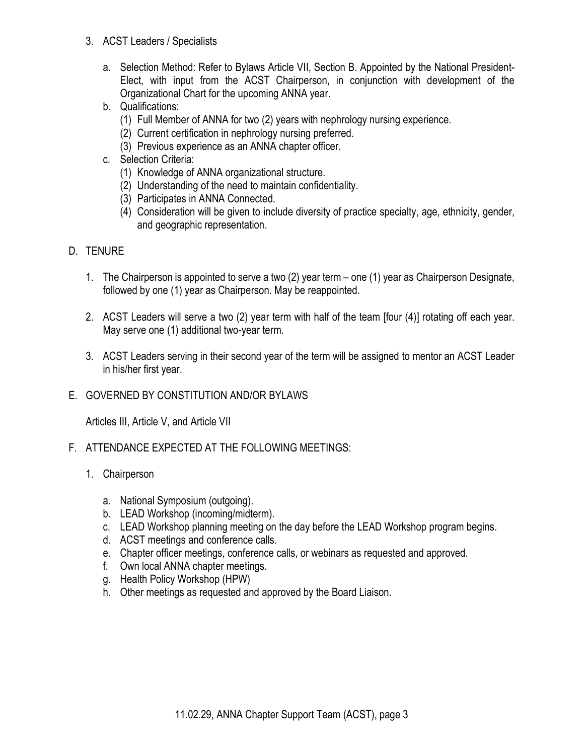3. ACST Leaders / Specialists

   a. Selection Method: Refer to Bylaws Article VII, Section B. Appointed by the National President-Elect, with input from the ACST Chairperson, in conjunction with development of the Organizational Chart for the upcoming ANNA year.

   b. Qualifications:
      (1) Full Member of ANNA for two (2) years with nephrology nursing experience.
      (2) Current certification in nephrology nursing preferred.
      (3) Previous experience as an ANNA chapter officer.

   c. Selection Criteria:
      (1) Knowledge of ANNA organizational structure.
      (2) Understanding of the need to maintain confidentiality.
      (3) Participates in ANNA Connected.
      (4) Consideration will be given to include diversity of practice specialty, age, ethnicity, gender, and geographic representation.

D. TENURE

1. The Chairperson is appointed to serve a two (2) year term – one (1) year as Chairperson Designate, followed by one (1) year as Chairperson. May be reappointed.

2. ACST Leaders will serve a two (2) year term with half of the team [four (4)] rotating off each year. May serve one (1) additional two-year term.

3. ACST Leaders serving in their second year of the term will be assigned to mentor an ACST Leader in his/her first year.

E. GOVERNED BY CONSTITUTION AND/OR BYLAWS

Articles III, Article V, and Article VII

F. ATTENDANCE EXPECTED AT THE FOLLOWING MEETINGS:

1. Chairperson

   a. National Symposium (outgoing).
   b. LEAD Workshop (incoming/midterm).
   c. LEAD Workshop planning meeting on the day before the LEAD Workshop program begins.
   d. ACST meetings and conference calls.
   e. Chapter officer meetings, conference calls, or webinars as requested and approved.
   f. Own local ANNA chapter meetings.
   g. Health Policy Workshop (HPW)
   h. Other meetings as requested and approved by the Board Liaison.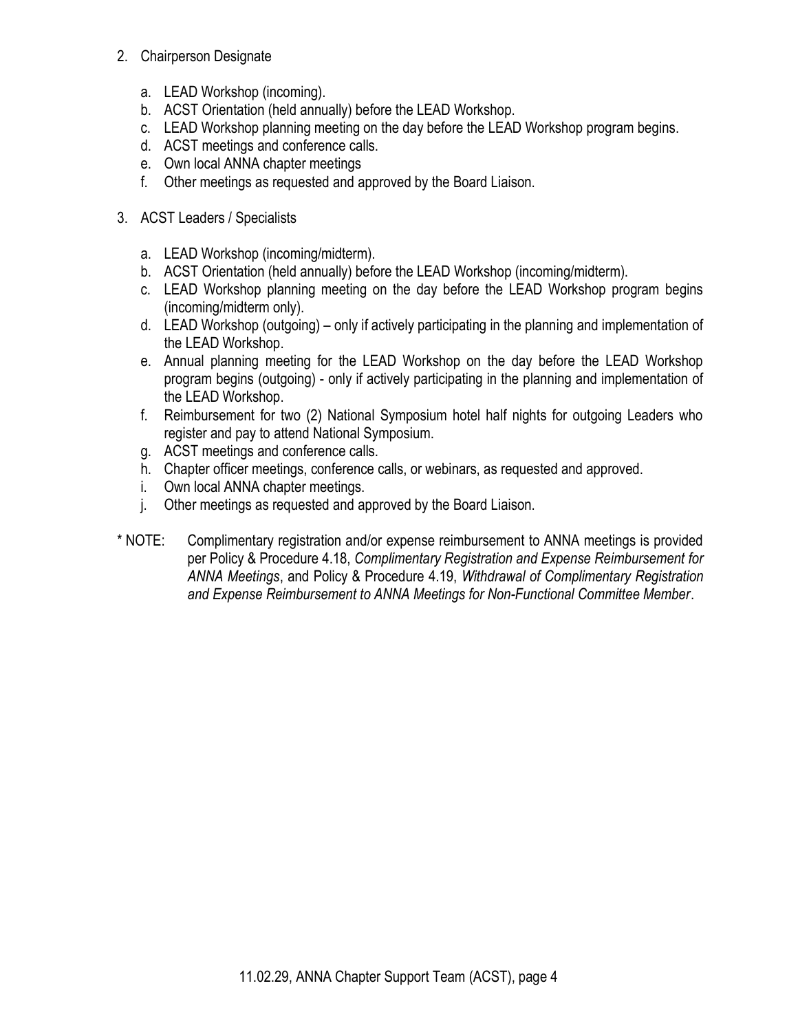2. Chairperson Designate

   a. LEAD Workshop (incoming).
   b. ACST Orientation (held annually) before the LEAD Workshop.
   c. LEAD Workshop planning meeting on the day before the LEAD Workshop program begins.
   d. ACST meetings and conference calls.
   e. Own local ANNA chapter meetings
   f. Other meetings as requested and approved by the Board Liaison.

3. ACST Leaders / Specialists

   a. LEAD Workshop (incoming/midterm).
   b. ACST Orientation (held annually) before the LEAD Workshop (incoming/midterm).
   c. LEAD Workshop planning meeting on the day before the LEAD Workshop program begins (incoming/midterm only).
   d. LEAD Workshop (outgoing) – only if actively participating in the planning and implementation of the LEAD Workshop.
   e. Annual planning meeting for the LEAD Workshop on the day before the LEAD Workshop program begins (outgoing) - only if actively participating in the planning and implementation of the LEAD Workshop.
   f. Reimbursement for two (2) National Symposium hotel half nights for outgoing Leaders who register and pay to attend National Symposium.
   g. ACST meetings and conference calls.
   h. Chapter officer meetings, conference calls, or webinars, as requested and approved.
   i. Own local ANNA chapter meetings.
   j. Other meetings as requested and approved by the Board Liaison.

\* NOTE: Complimentary registration and/or expense reimbursement to ANNA meetings is provided per Policy & Procedure 4.18, *Complimentary Registration and Expense Reimbursement for ANNA Meetings*, and Policy & Procedure 4.19, *Withdrawal of Complimentary Registration and Expense Reimbursement to ANNA Meetings for Non-Functional Committee Member*.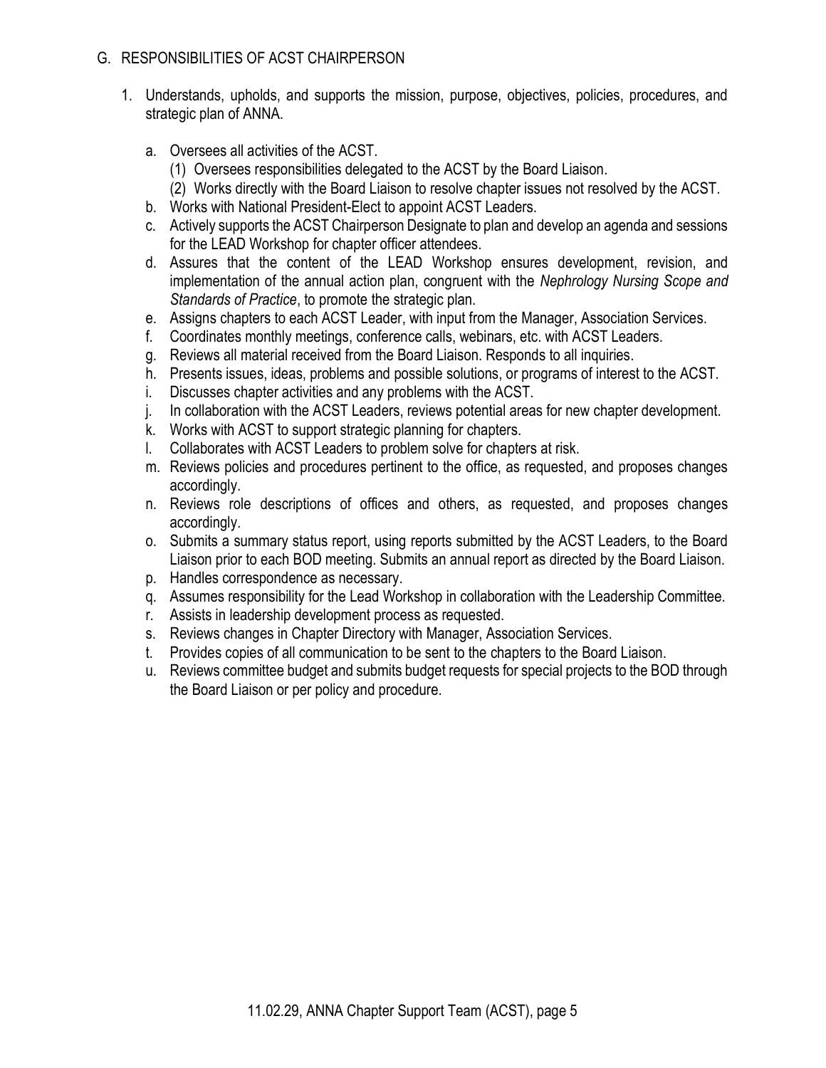## G. RESPONSIBILITIES OF ACST CHAIRPERSON

1. Understands, upholds, and supports the mission, purpose, objectives, policies, procedures, and strategic plan of ANNA.

   a. Oversees all activities of the ACST.
      (1) Oversees responsibilities delegated to the ACST by the Board Liaison.
      (2) Works directly with the Board Liaison to resolve chapter issues not resolved by the ACST.
   b. Works with National President-Elect to appoint ACST Leaders.
   c. Actively supports the ACST Chairperson Designate to plan and develop an agenda and sessions for the LEAD Workshop for chapter officer attendees.
   d. Assures that the content of the LEAD Workshop ensures development, revision, and implementation of the annual action plan, congruent with the *Nephrology Nursing Scope and Standards of Practice*, to promote the strategic plan.
   e. Assigns chapters to each ACST Leader, with input from the Manager, Association Services.
   f. Coordinates monthly meetings, conference calls, webinars, etc. with ACST Leaders.
   g. Reviews all material received from the Board Liaison. Responds to all inquiries.
   h. Presents issues, ideas, problems and possible solutions, or programs of interest to the ACST.
   i. Discusses chapter activities and any problems with the ACST.
   j. In collaboration with the ACST Leaders, reviews potential areas for new chapter development.
   k. Works with ACST to support strategic planning for chapters.
   l. Collaborates with ACST Leaders to problem solve for chapters at risk.
   m. Reviews policies and procedures pertinent to the office, as requested, and proposes changes accordingly.
   n. Reviews role descriptions of offices and others, as requested, and proposes changes accordingly.
   o. Submits a summary status report, using reports submitted by the ACST Leaders, to the Board Liaison prior to each BOD meeting. Submits an annual report as directed by the Board Liaison.
   p. Handles correspondence as necessary.
   q. Assumes responsibility for the Lead Workshop in collaboration with the Leadership Committee.
   r. Assists in leadership development process as requested.
   s. Reviews changes in Chapter Directory with Manager, Association Services.
   t. Provides copies of all communication to be sent to the chapters to the Board Liaison.
   u. Reviews committee budget and submits budget requests for special projects to the BOD through the Board Liaison or per policy and procedure.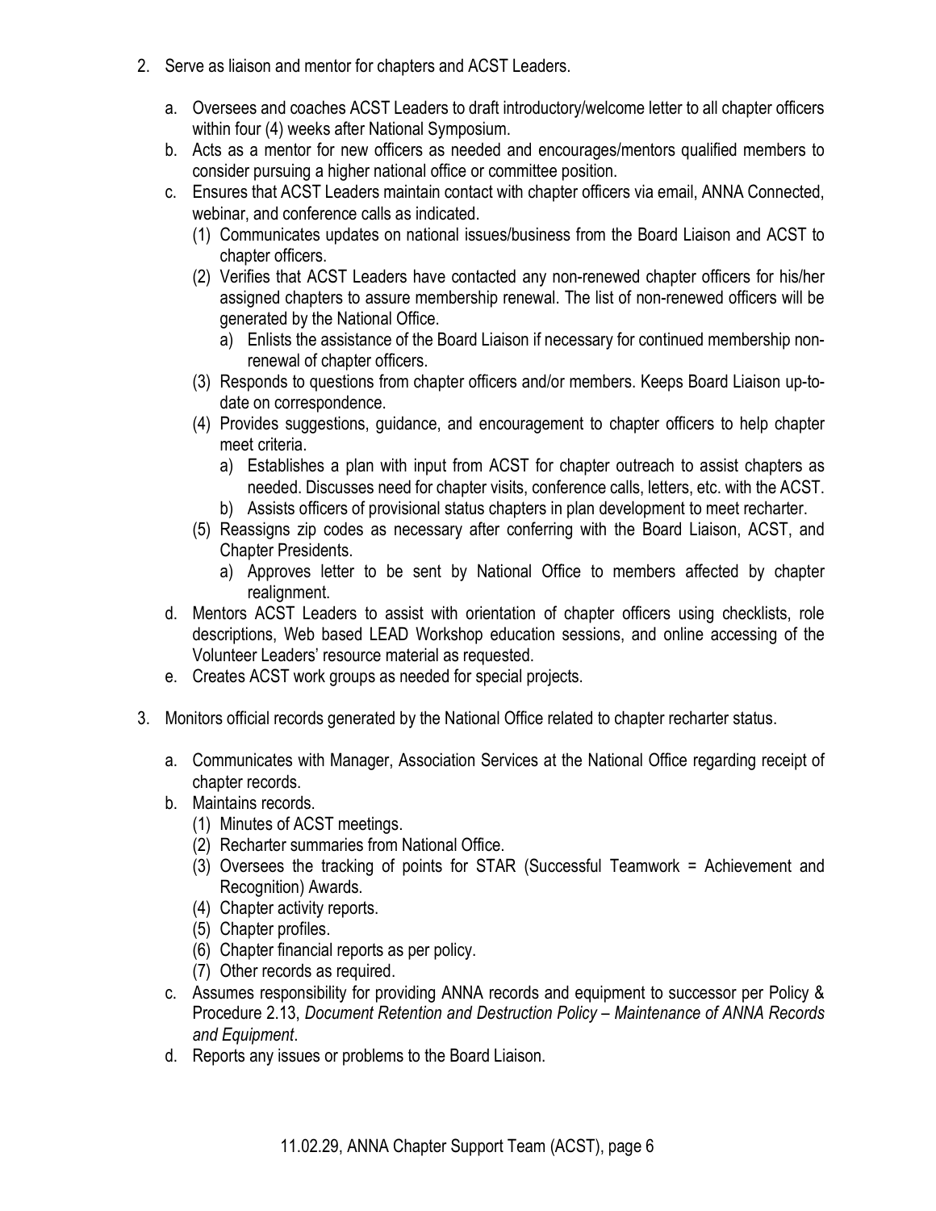2. Serve as liaison and mentor for chapters and ACST Leaders.

   a. Oversees and coaches ACST Leaders to draft introductory/welcome letter to all chapter officers within four (4) weeks after National Symposium.

   b. Acts as a mentor for new officers as needed and encourages/mentors qualified members to consider pursuing a higher national office or committee position.

   c. Ensures that ACST Leaders maintain contact with chapter officers via email, ANNA Connected, webinar, and conference calls as indicated.

      (1) Communicates updates on national issues/business from the Board Liaison and ACST to chapter officers.

      (2) Verifies that ACST Leaders have contacted any non-renewed chapter officers for his/her assigned chapters to assure membership renewal. The list of non-renewed officers will be generated by the National Office.

         a) Enlists the assistance of the Board Liaison if necessary for continued membership non-renewal of chapter officers.

      (3) Responds to questions from chapter officers and/or members. Keeps Board Liaison up-to-date on correspondence.

      (4) Provides suggestions, guidance, and encouragement to chapter officers to help chapter meet criteria.

         a) Establishes a plan with input from ACST for chapter outreach to assist chapters as needed. Discusses need for chapter visits, conference calls, letters, etc. with the ACST.

         b) Assists officers of provisional status chapters in plan development to meet recharter.

      (5) Reassigns zip codes as necessary after conferring with the Board Liaison, ACST, and Chapter Presidents.

         a) Approves letter to be sent by National Office to members affected by chapter realignment.

   d. Mentors ACST Leaders to assist with orientation of chapter officers using checklists, role descriptions, Web based LEAD Workshop education sessions, and online accessing of the Volunteer Leaders' resource material as requested.

   e. Creates ACST work groups as needed for special projects.

3. Monitors official records generated by the National Office related to chapter recharter status.

   a. Communicates with Manager, Association Services at the National Office regarding receipt of chapter records.

   b. Maintains records.

      (1) Minutes of ACST meetings.

      (2) Recharter summaries from National Office.

      (3) Oversees the tracking of points for STAR (Successful Teamwork = Achievement and Recognition) Awards.

      (4) Chapter activity reports.

      (5) Chapter profiles.

      (6) Chapter financial reports as per policy.

      (7) Other records as required.

   c. Assumes responsibility for providing ANNA records and equipment to successor per Policy & Procedure 2.13, *Document Retention and Destruction Policy – Maintenance of ANNA Records and Equipment*.

   d. Reports any issues or problems to the Board Liaison.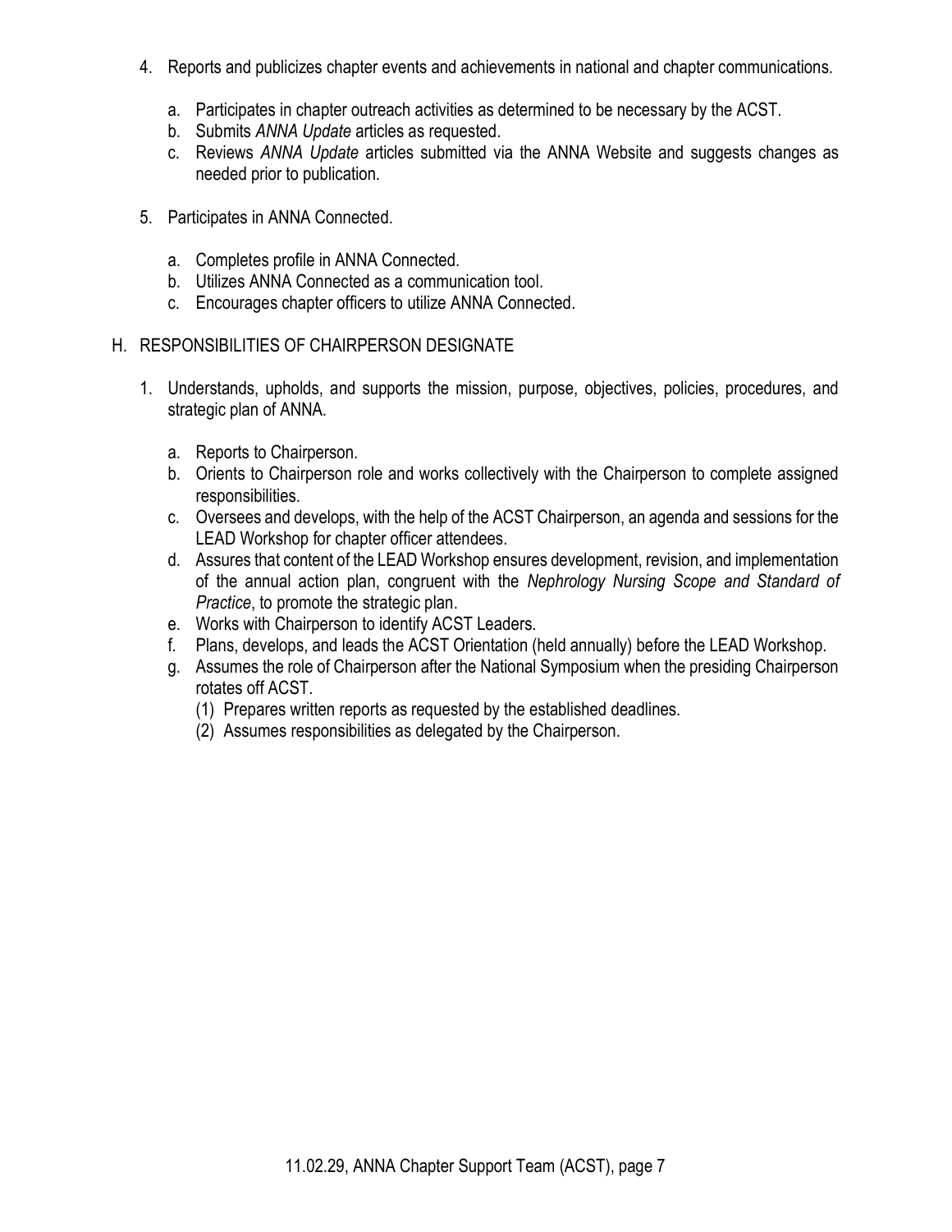4. Reports and publicizes chapter events and achievements in national and chapter communications.

   a. Participates in chapter outreach activities as determined to be necessary by the ACST.
   b. Submits *ANNA Update* articles as requested.
   c. Reviews *ANNA Update* articles submitted via the ANNA Website and suggests changes as needed prior to publication.

5. Participates in ANNA Connected.

   a. Completes profile in ANNA Connected.
   b. Utilizes ANNA Connected as a communication tool.
   c. Encourages chapter officers to utilize ANNA Connected.

H. RESPONSIBILITIES OF CHAIRPERSON DESIGNATE

1. Understands, upholds, and supports the mission, purpose, objectives, policies, procedures, and strategic plan of ANNA.

   a. Reports to Chairperson.
   b. Orients to Chairperson role and works collectively with the Chairperson to complete assigned responsibilities.
   c. Oversees and develops, with the help of the ACST Chairperson, an agenda and sessions for the LEAD Workshop for chapter officer attendees.
   d. Assures that content of the LEAD Workshop ensures development, revision, and implementation of the annual action plan, congruent with the *Nephrology Nursing Scope and Standard of Practice*, to promote the strategic plan.
   e. Works with Chairperson to identify ACST Leaders.
   f. Plans, develops, and leads the ACST Orientation (held annually) before the LEAD Workshop.
   g. Assumes the role of Chairperson after the National Symposium when the presiding Chairperson rotates off ACST.
      (1) Prepares written reports as requested by the established deadlines.
      (2) Assumes responsibilities as delegated by the Chairperson.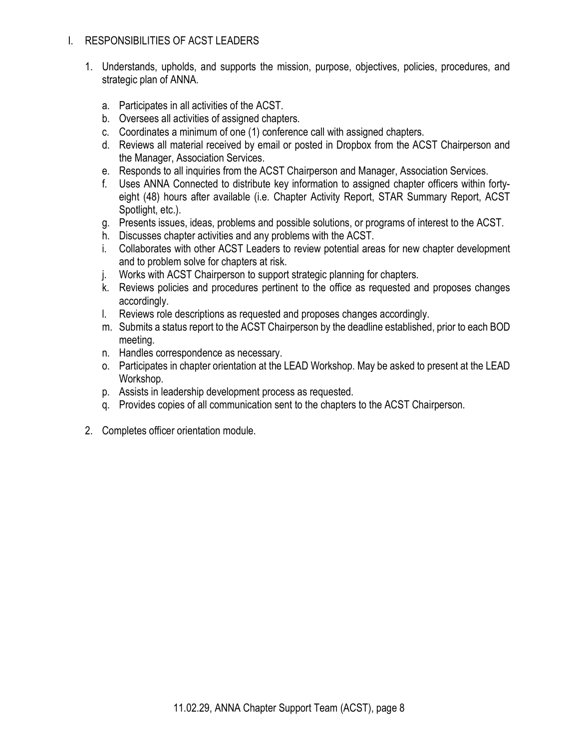## I. RESPONSIBILITIES OF ACST LEADERS

1. Understands, upholds, and supports the mission, purpose, objectives, policies, procedures, and strategic plan of ANNA.

   a. Participates in all activities of the ACST.
   b. Oversees all activities of assigned chapters.
   c. Coordinates a minimum of one (1) conference call with assigned chapters.
   d. Reviews all material received by email or posted in Dropbox from the ACST Chairperson and the Manager, Association Services.
   e. Responds to all inquiries from the ACST Chairperson and Manager, Association Services.
   f. Uses ANNA Connected to distribute key information to assigned chapter officers within forty-eight (48) hours after available (i.e. Chapter Activity Report, STAR Summary Report, ACST Spotlight, etc.).
   g. Presents issues, ideas, problems and possible solutions, or programs of interest to the ACST.
   h. Discusses chapter activities and any problems with the ACST.
   i. Collaborates with other ACST Leaders to review potential areas for new chapter development and to problem solve for chapters at risk.
   j. Works with ACST Chairperson to support strategic planning for chapters.
   k. Reviews policies and procedures pertinent to the office as requested and proposes changes accordingly.
   l. Reviews role descriptions as requested and proposes changes accordingly.
   m. Submits a status report to the ACST Chairperson by the deadline established, prior to each BOD meeting.
   n. Handles correspondence as necessary.
   o. Participates in chapter orientation at the LEAD Workshop. May be asked to present at the LEAD Workshop.
   p. Assists in leadership development process as requested.
   q. Provides copies of all communication sent to the chapters to the ACST Chairperson.

2. Completes officer orientation module.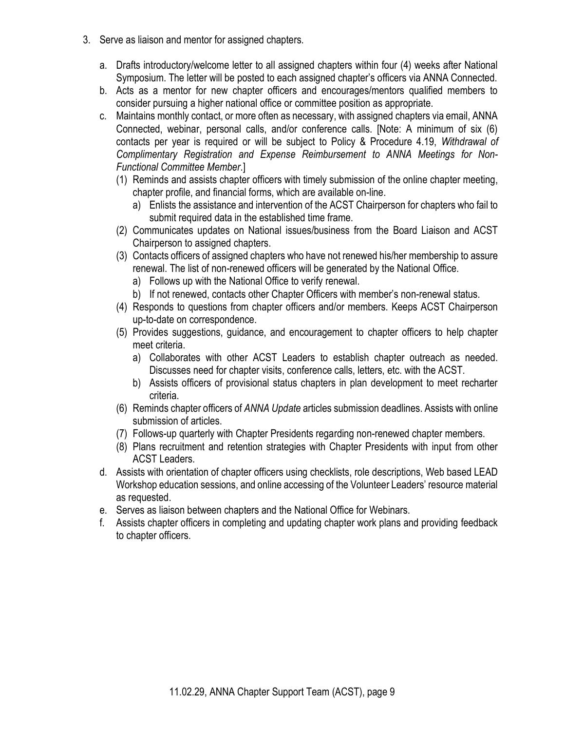3. Serve as liaison and mentor for assigned chapters.

   a. Drafts introductory/welcome letter to all assigned chapters within four (4) weeks after National Symposium. The letter will be posted to each assigned chapter's officers via ANNA Connected.

   b. Acts as a mentor for new chapter officers and encourages/mentors qualified members to consider pursuing a higher national office or committee position as appropriate.

   c. Maintains monthly contact, or more often as necessary, with assigned chapters via email, ANNA Connected, webinar, personal calls, and/or conference calls. [Note: A minimum of six (6) contacts per year is required or will be subject to Policy & Procedure 4.19, *Withdrawal of Complimentary Registration and Expense Reimbursement to ANNA Meetings for Non-Functional Committee Member*.]

      (1) Reminds and assists chapter officers with timely submission of the online chapter meeting, chapter profile, and financial forms, which are available on-line.
         a) Enlists the assistance and intervention of the ACST Chairperson for chapters who fail to submit required data in the established time frame.

      (2) Communicates updates on National issues/business from the Board Liaison and ACST Chairperson to assigned chapters.

      (3) Contacts officers of assigned chapters who have not renewed his/her membership to assure renewal. The list of non-renewed officers will be generated by the National Office.
         a) Follows up with the National Office to verify renewal.
         b) If not renewed, contacts other Chapter Officers with member's non-renewal status.

      (4) Responds to questions from chapter officers and/or members. Keeps ACST Chairperson up-to-date on correspondence.

      (5) Provides suggestions, guidance, and encouragement to chapter officers to help chapter meet criteria.
         a) Collaborates with other ACST Leaders to establish chapter outreach as needed. Discusses need for chapter visits, conference calls, letters, etc. with the ACST.
         b) Assists officers of provisional status chapters in plan development to meet recharter criteria.

      (6) Reminds chapter officers of *ANNA Update* articles submission deadlines. Assists with online submission of articles.

      (7) Follows-up quarterly with Chapter Presidents regarding non-renewed chapter members.

      (8) Plans recruitment and retention strategies with Chapter Presidents with input from other ACST Leaders.

   d. Assists with orientation of chapter officers using checklists, role descriptions, Web based LEAD Workshop education sessions, and online accessing of the Volunteer Leaders' resource material as requested.

   e. Serves as liaison between chapters and the National Office for Webinars.

   f. Assists chapter officers in completing and updating chapter work plans and providing feedback to chapter officers.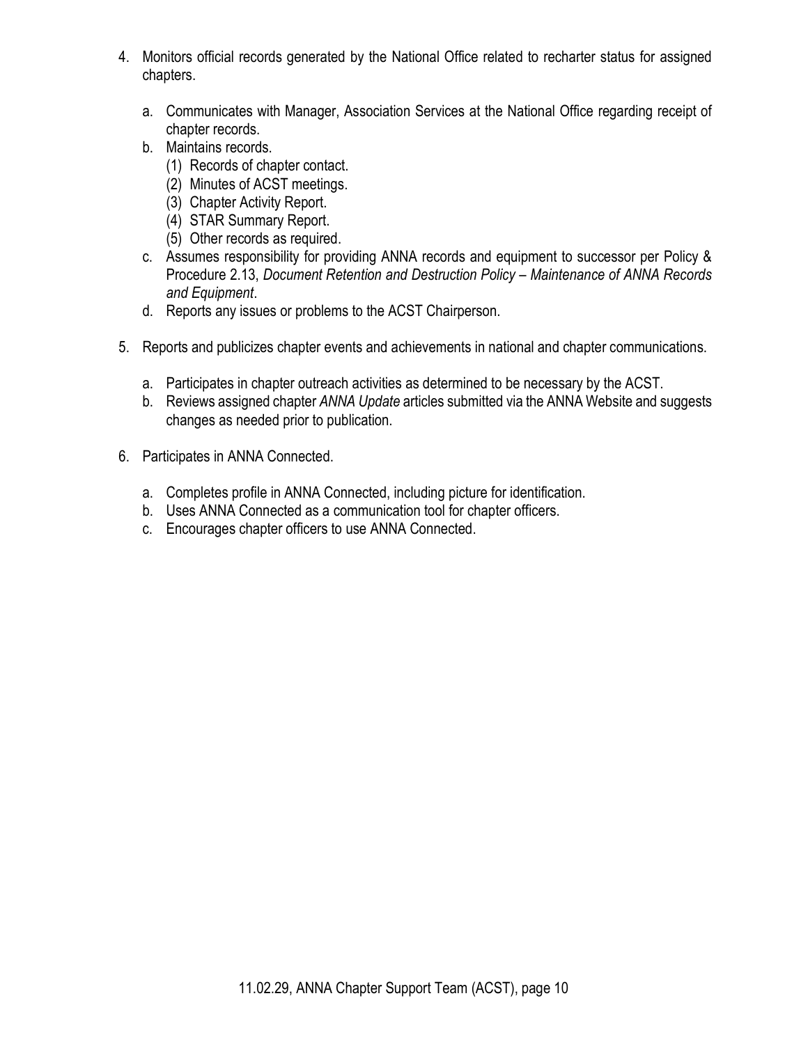4. Monitors official records generated by the National Office related to recharter status for assigned chapters.

    a. Communicates with Manager, Association Services at the National Office regarding receipt of chapter records.
    b. Maintains records.
        (1) Records of chapter contact.
        (2) Minutes of ACST meetings.
        (3) Chapter Activity Report.
        (4) STAR Summary Report.
        (5) Other records as required.
    c. Assumes responsibility for providing ANNA records and equipment to successor per Policy & Procedure 2.13, *Document Retention and Destruction Policy – Maintenance of ANNA Records and Equipment*.
    d. Reports any issues or problems to the ACST Chairperson.

5. Reports and publicizes chapter events and achievements in national and chapter communications.

    a. Participates in chapter outreach activities as determined to be necessary by the ACST.
    b. Reviews assigned chapter *ANNA Update* articles submitted via the ANNA Website and suggests changes as needed prior to publication.

6. Participates in ANNA Connected.

    a. Completes profile in ANNA Connected, including picture for identification.
    b. Uses ANNA Connected as a communication tool for chapter officers.
    c. Encourages chapter officers to use ANNA Connected.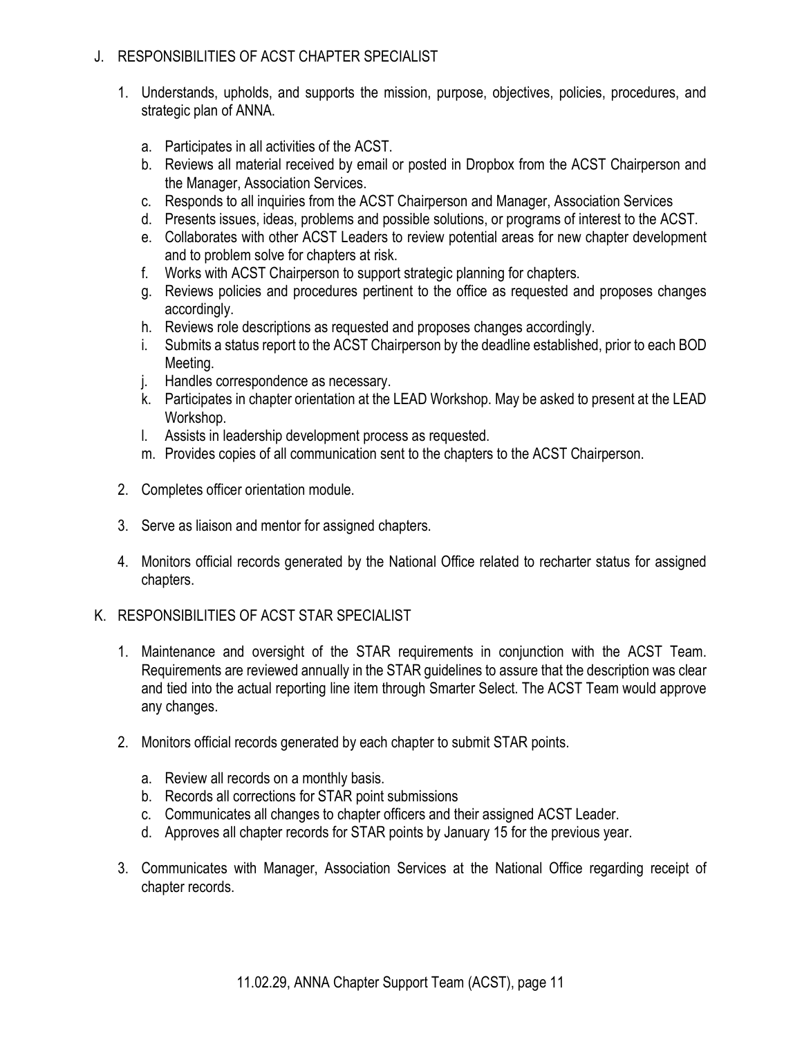## J. RESPONSIBILITIES OF ACST CHAPTER SPECIALIST

1. Understands, upholds, and supports the mission, purpose, objectives, policies, procedures, and strategic plan of ANNA.

   a. Participates in all activities of the ACST.
   b. Reviews all material received by email or posted in Dropbox from the ACST Chairperson and the Manager, Association Services.
   c. Responds to all inquiries from the ACST Chairperson and Manager, Association Services
   d. Presents issues, ideas, problems and possible solutions, or programs of interest to the ACST.
   e. Collaborates with other ACST Leaders to review potential areas for new chapter development and to problem solve for chapters at risk.
   f. Works with ACST Chairperson to support strategic planning for chapters.
   g. Reviews policies and procedures pertinent to the office as requested and proposes changes accordingly.
   h. Reviews role descriptions as requested and proposes changes accordingly.
   i. Submits a status report to the ACST Chairperson by the deadline established, prior to each BOD Meeting.
   j. Handles correspondence as necessary.
   k. Participates in chapter orientation at the LEAD Workshop. May be asked to present at the LEAD Workshop.
   l. Assists in leadership development process as requested.
   m. Provides copies of all communication sent to the chapters to the ACST Chairperson.

2. Completes officer orientation module.

3. Serve as liaison and mentor for assigned chapters.

4. Monitors official records generated by the National Office related to recharter status for assigned chapters.

## K. RESPONSIBILITIES OF ACST STAR SPECIALIST

1. Maintenance and oversight of the STAR requirements in conjunction with the ACST Team. Requirements are reviewed annually in the STAR guidelines to assure that the description was clear and tied into the actual reporting line item through Smarter Select. The ACST Team would approve any changes.

2. Monitors official records generated by each chapter to submit STAR points.

   a. Review all records on a monthly basis.
   b. Records all corrections for STAR point submissions
   c. Communicates all changes to chapter officers and their assigned ACST Leader.
   d. Approves all chapter records for STAR points by January 15 for the previous year.

3. Communicates with Manager, Association Services at the National Office regarding receipt of chapter records.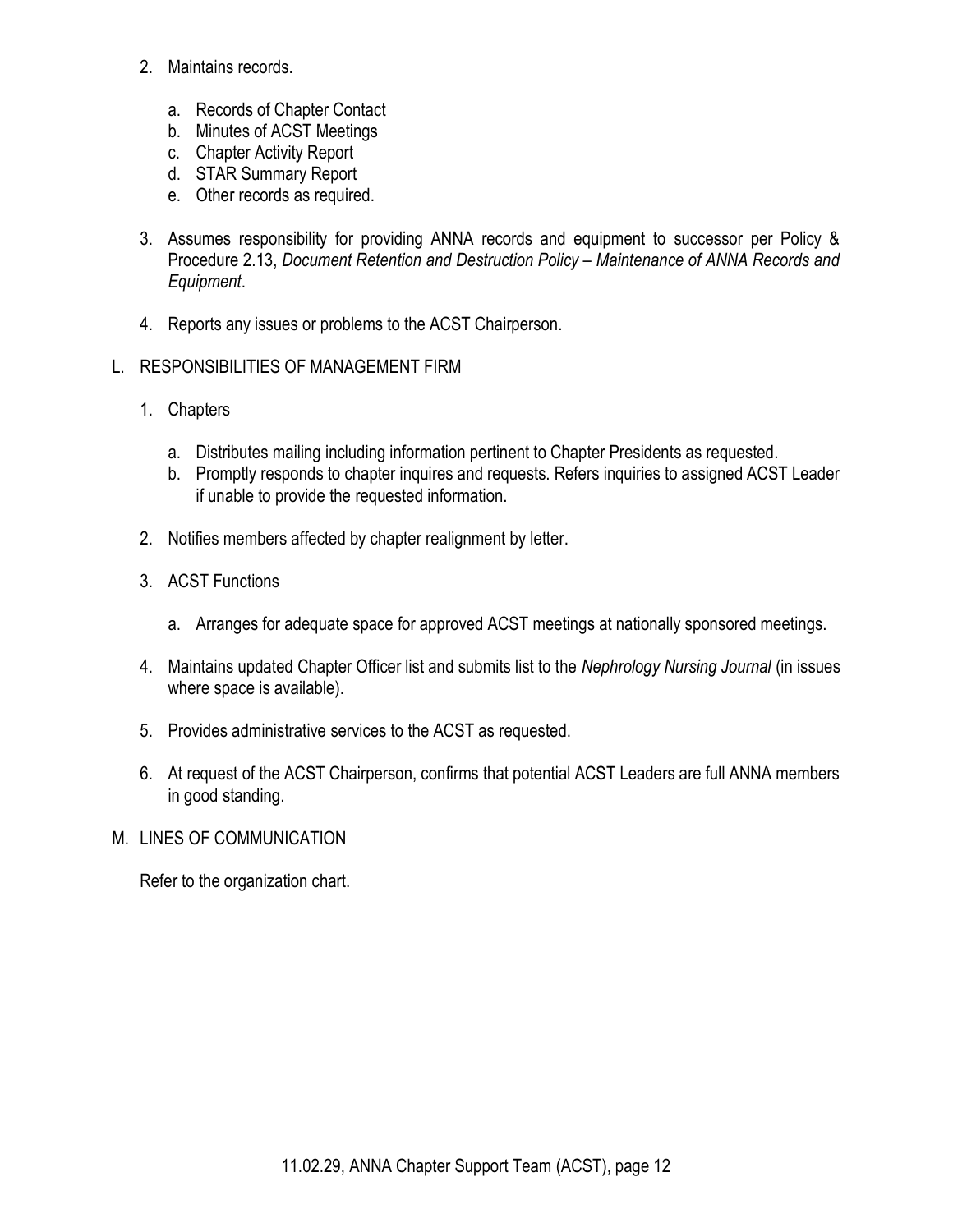2. Maintains records.

    a. Records of Chapter Contact
    b. Minutes of ACST Meetings
    c. Chapter Activity Report
    d. STAR Summary Report
    e. Other records as required.

3. Assumes responsibility for providing ANNA records and equipment to successor per Policy & Procedure 2.13, *Document Retention and Destruction Policy – Maintenance of ANNA Records and Equipment*.

4. Reports any issues or problems to the ACST Chairperson.

L. RESPONSIBILITIES OF MANAGEMENT FIRM

1. Chapters

    a. Distributes mailing including information pertinent to Chapter Presidents as requested.
    b. Promptly responds to chapter inquires and requests. Refers inquiries to assigned ACST Leader if unable to provide the requested information.

2. Notifies members affected by chapter realignment by letter.

3. ACST Functions

    a. Arranges for adequate space for approved ACST meetings at nationally sponsored meetings.

4. Maintains updated Chapter Officer list and submits list to the *Nephrology Nursing Journal* (in issues where space is available).

5. Provides administrative services to the ACST as requested.

6. At request of the ACST Chairperson, confirms that potential ACST Leaders are full ANNA members in good standing.

M. LINES OF COMMUNICATION

Refer to the organization chart.